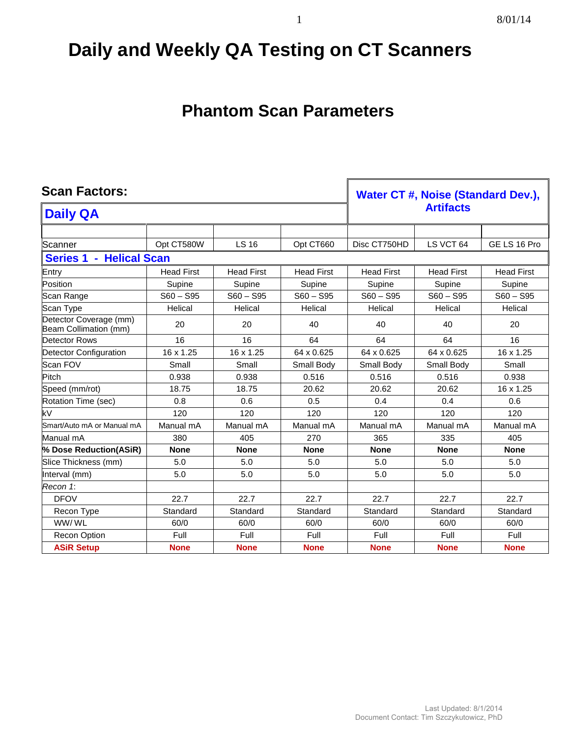# Daily and Weekly QA Testing on CT Scanners

## Phantom Scan Parameters

| Scan Factors: | | | | Water CT #, Noise (Standard Dev.), Artifacts | | |
|---|---|---|---|---|---|---|
| **Daily QA** | | | | | | |
| | | | | | | |
| Scanner | Opt CT580W | LS 16 | Opt CT660 | Disc CT750HD | LS VCT 64 | GE LS 16 Pro |
| **Series 1 - Helical Scan** | | | | | | |
| Entry | Head First | Head First | Head First | Head First | Head First | Head First |
| Position | Supine | Supine | Supine | Supine | Supine | Supine |
| Scan Range | S60 – S95 | S60 – S95 | S60 – S95 | S60 – S95 | S60 – S95 | S60 – S95 |
| Scan Type | Helical | Helical | Helical | Helical | Helical | Helical |
| Detector Coverage (mm) Beam Collimation (mm) | 20 | 20 | 40 | 40 | 40 | 20 |
| Detector Rows | 16 | 16 | 64 | 64 | 64 | 16 |
| Detector Configuration | 16 x 1.25 | 16 x 1.25 | 64 x 0.625 | 64 x 0.625 | 64 x 0.625 | 16 x 1.25 |
| Scan FOV | Small | Small | Small Body | Small Body | Small Body | Small |
| Pitch | 0.938 | 0.938 | 0.516 | 0.516 | 0.516 | 0.938 |
| Speed (mm/rot) | 18.75 | 18.75 | 20.62 | 20.62 | 20.62 | 16 x 1.25 |
| Rotation Time (sec) | 0.8 | 0.6 | 0.5 | 0.4 | 0.4 | 0.6 |
| kV | 120 | 120 | 120 | 120 | 120 | 120 |
| Smart/Auto mA or Manual mA | Manual mA | Manual mA | Manual mA | Manual mA | Manual mA | Manual mA |
| Manual mA | 380 | 405 | 270 | 365 | 335 | 405 |
| **% Dose Reduction(ASiR)** | **None** | **None** | **None** | **None** | **None** | **None** |
| Slice Thickness (mm) | 5.0 | 5.0 | 5.0 | 5.0 | 5.0 | 5.0 |
| Interval (mm) | 5.0 | 5.0 | 5.0 | 5.0 | 5.0 | 5.0 |
| *Recon 1*: | | | | | | |
| DFOV | 22.7 | 22.7 | 22.7 | 22.7 | 22.7 | 22.7 |
| Recon Type | Standard | Standard | Standard | Standard | Standard | Standard |
| WW/ WL | 60/0 | 60/0 | 60/0 | 60/0 | 60/0 | 60/0 |
| Recon Option | Full | Full | Full | Full | Full | Full |
| **ASiR Setup** | **None** | **None** | **None** | **None** | **None** | **None** |

Last Updated: 8/1/2014
Document Contact: Tim Szczykutowicz, PhD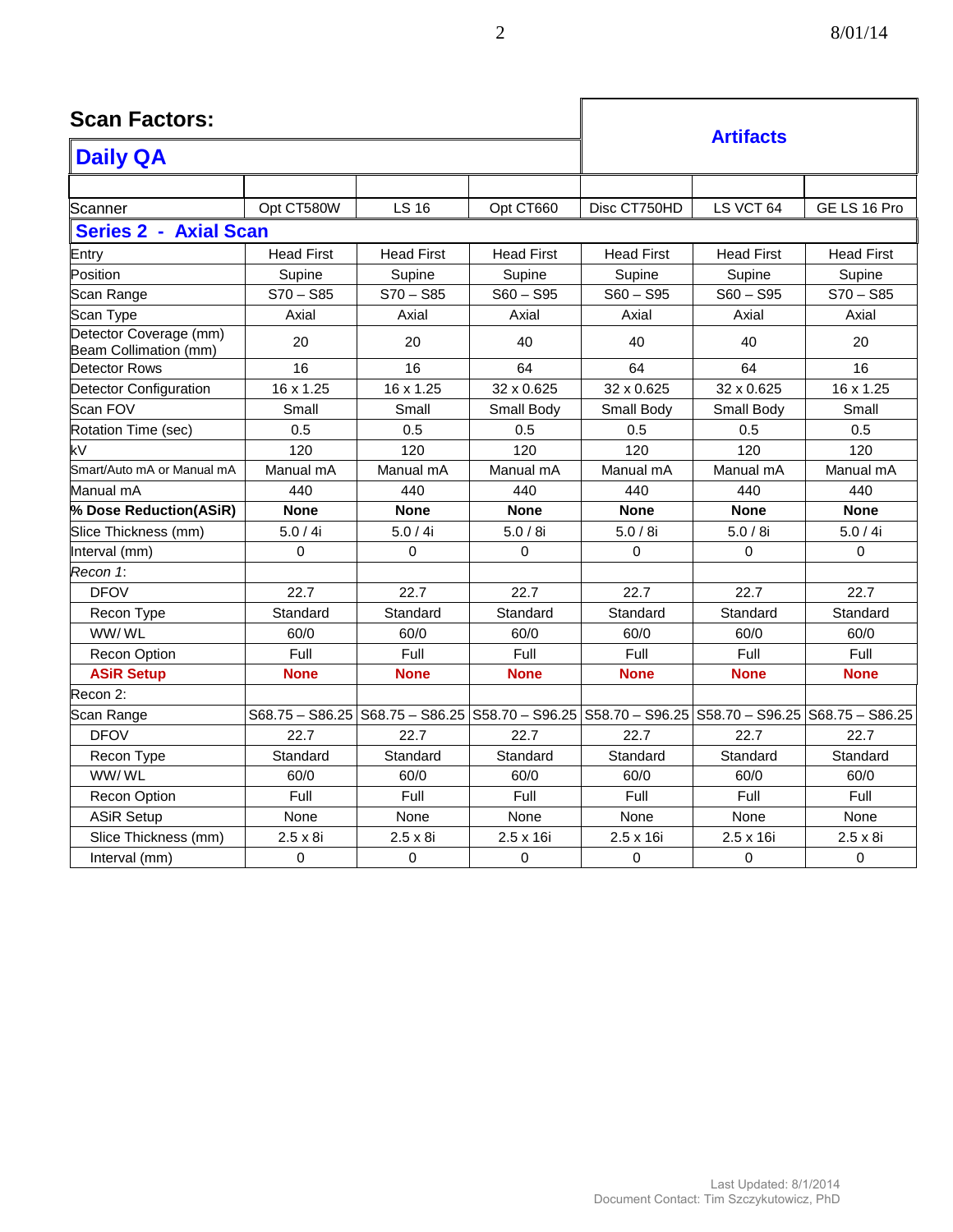## Scan Factors:

# Daily QA

## Artifacts

| Scanner | Opt CT580W | LS 16 | Opt CT660 | Disc CT750HD | LS VCT 64 | GE LS 16 Pro |
|---|---|---|---|---|---|---|
| **Series 2 - Axial Scan** | | | | | | |
| Entry | Head First | Head First | Head First | Head First | Head First | Head First |
| Position | Supine | Supine | Supine | Supine | Supine | Supine |
| Scan Range | S70 – S85 | S70 – S85 | S60 – S95 | S60 – S95 | S60 – S95 | S70 – S85 |
| Scan Type | Axial | Axial | Axial | Axial | Axial | Axial |
| Detector Coverage (mm) Beam Collimation (mm) | 20 | 20 | 40 | 40 | 40 | 20 |
| Detector Rows | 16 | 16 | 64 | 64 | 64 | 16 |
| Detector Configuration | 16 x 1.25 | 16 x 1.25 | 32 x 0.625 | 32 x 0.625 | 32 x 0.625 | 16 x 1.25 |
| Scan FOV | Small | Small | Small Body | Small Body | Small Body | Small |
| Rotation Time (sec) | 0.5 | 0.5 | 0.5 | 0.5 | 0.5 | 0.5 |
| kV | 120 | 120 | 120 | 120 | 120 | 120 |
| Smart/Auto mA or Manual mA | Manual mA | Manual mA | Manual mA | Manual mA | Manual mA | Manual mA |
| Manual mA | 440 | 440 | 440 | 440 | 440 | 440 |
| **% Dose Reduction(ASiR)** | **None** | **None** | **None** | **None** | **None** | **None** |
| Slice Thickness (mm) | 5.0 / 4i | 5.0 / 4i | 5.0 / 8i | 5.0 / 8i | 5.0 / 8i | 5.0 / 4i |
| Interval (mm) | 0 | 0 | 0 | 0 | 0 | 0 |
| *Recon 1*: | | | | | | |
| DFOV | 22.7 | 22.7 | 22.7 | 22.7 | 22.7 | 22.7 |
| Recon Type | Standard | Standard | Standard | Standard | Standard | Standard |
| WW/ WL | 60/0 | 60/0 | 60/0 | 60/0 | 60/0 | 60/0 |
| Recon Option | Full | Full | Full | Full | Full | Full |
| **ASiR Setup** | **None** | **None** | **None** | **None** | **None** | **None** |
| Recon 2: | | | | | | |
| Scan Range | S68.75 – S86.25 | S68.75 – S86.25 | S58.70 – S96.25 | S58.70 – S96.25 | S58.70 – S96.25 | S68.75 – S86.25 |
| DFOV | 22.7 | 22.7 | 22.7 | 22.7 | 22.7 | 22.7 |
| Recon Type | Standard | Standard | Standard | Standard | Standard | Standard |
| WW/ WL | 60/0 | 60/0 | 60/0 | 60/0 | 60/0 | 60/0 |
| Recon Option | Full | Full | Full | Full | Full | Full |
| ASiR Setup | None | None | None | None | None | None |
| Slice Thickness (mm) | 2.5 x 8i | 2.5 x 8i | 2.5 x 16i | 2.5 x 16i | 2.5 x 16i | 2.5 x 8i |
| Interval (mm) | 0 | 0 | 0 | 0 | 0 | 0 |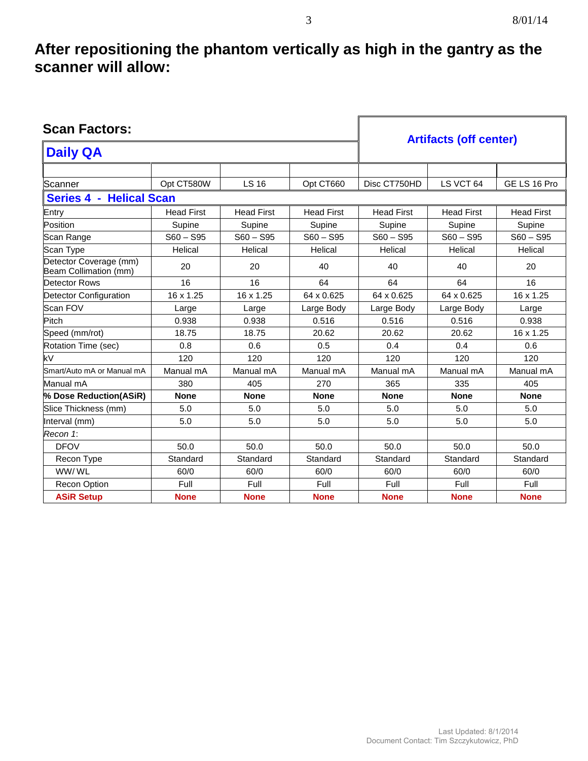## After repositioning the phantom vertically as high in the gantry as the scanner will allow:

| **Scan Factors:** <br> **Daily QA** | | | | **Artifacts (off center)** | | |
|---|---|---|---|---|---|---|
| Scanner | Opt CT580W | LS 16 | Opt CT660 | Disc CT750HD | LS VCT 64 | GE LS 16 Pro |
| **Series 4 - Helical Scan** | | | | | | |
| Entry | Head First | Head First | Head First | Head First | Head First | Head First |
| Position | Supine | Supine | Supine | Supine | Supine | Supine |
| Scan Range | S60 – S95 | S60 – S95 | S60 – S95 | S60 – S95 | S60 – S95 | S60 – S95 |
| Scan Type | Helical | Helical | Helical | Helical | Helical | Helical |
| Detector Coverage (mm) Beam Collimation (mm) | 20 | 20 | 40 | 40 | 40 | 20 |
| Detector Rows | 16 | 16 | 64 | 64 | 64 | 16 |
| Detector Configuration | 16 x 1.25 | 16 x 1.25 | 64 x 0.625 | 64 x 0.625 | 64 x 0.625 | 16 x 1.25 |
| Scan FOV | Large | Large | Large Body | Large Body | Large Body | Large |
| Pitch | 0.938 | 0.938 | 0.516 | 0.516 | 0.516 | 0.938 |
| Speed (mm/rot) | 18.75 | 18.75 | 20.62 | 20.62 | 20.62 | 16 x 1.25 |
| Rotation Time (sec) | 0.8 | 0.6 | 0.5 | 0.4 | 0.4 | 0.6 |
| kV | 120 | 120 | 120 | 120 | 120 | 120 |
| Smart/Auto mA or Manual mA | Manual mA | Manual mA | Manual mA | Manual mA | Manual mA | Manual mA |
| Manual mA | 380 | 405 | 270 | 365 | 335 | 405 |
| **% Dose Reduction(ASiR)** | **None** | **None** | **None** | **None** | **None** | **None** |
| Slice Thickness (mm) | 5.0 | 5.0 | 5.0 | 5.0 | 5.0 | 5.0 |
| Interval (mm) | 5.0 | 5.0 | 5.0 | 5.0 | 5.0 | 5.0 |
| *Recon 1*: | | | | | | |
| DFOV | 50.0 | 50.0 | 50.0 | 50.0 | 50.0 | 50.0 |
| Recon Type | Standard | Standard | Standard | Standard | Standard | Standard |
| WW/ WL | 60/0 | 60/0 | 60/0 | 60/0 | 60/0 | 60/0 |
| Recon Option | Full | Full | Full | Full | Full | Full |
| **ASiR Setup** | **None** | **None** | **None** | **None** | **None** | **None** |

Last Updated: 8/1/2014
Document Contact: Tim Szczykutowicz, PhD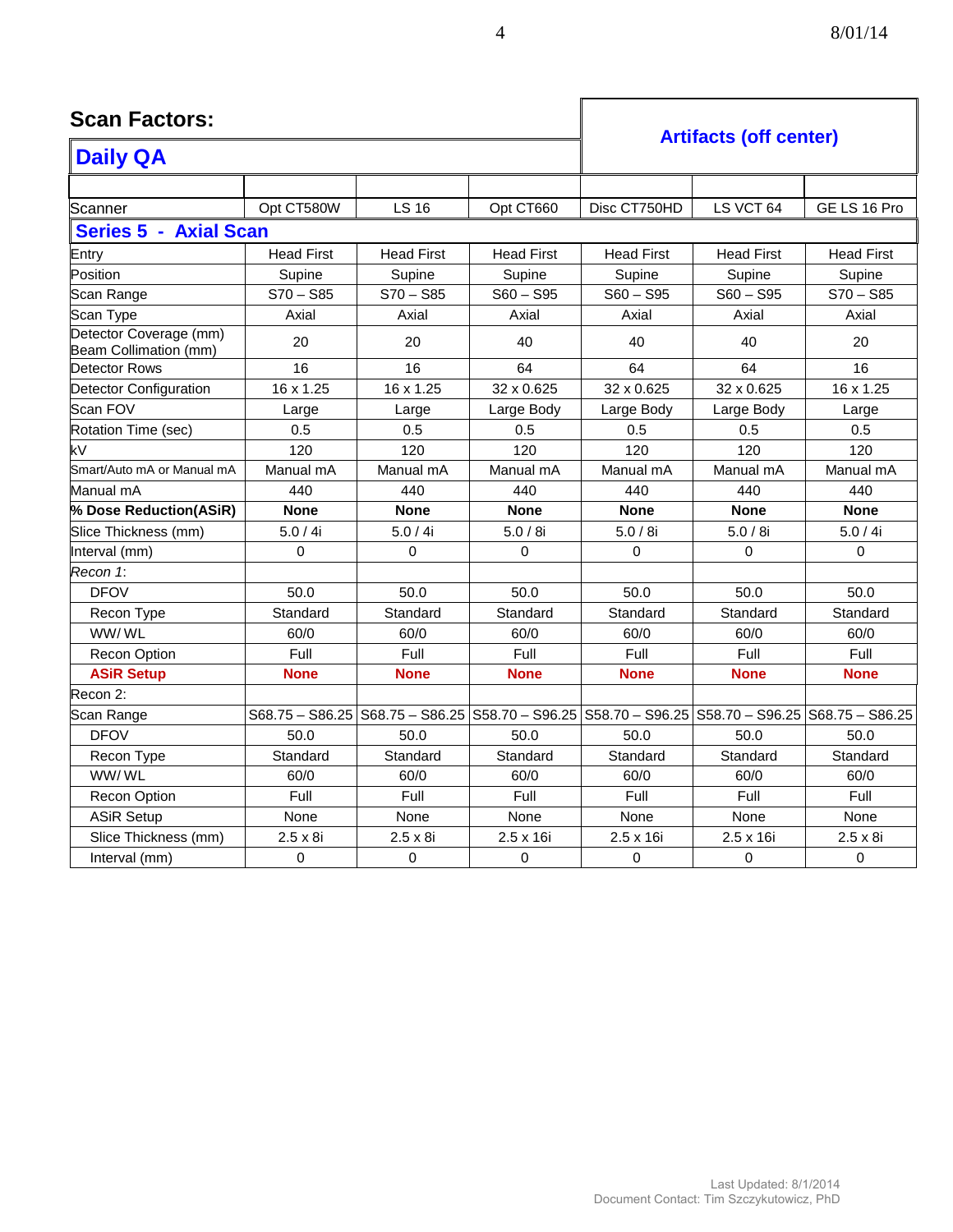## Scan Factors:

## Daily QA

**Artifacts (off center)**

| Scanner | Opt CT580W | LS 16 | Opt CT660 | Disc CT750HD | LS VCT 64 | GE LS 16 Pro |
|---|---|---|---|---|---|---|
| **Series 5 - Axial Scan** | | | | | | |
| Entry | Head First | Head First | Head First | Head First | Head First | Head First |
| Position | Supine | Supine | Supine | Supine | Supine | Supine |
| Scan Range | S70 – S85 | S70 – S85 | S60 – S95 | S60 – S95 | S60 – S95 | S70 – S85 |
| Scan Type | Axial | Axial | Axial | Axial | Axial | Axial |
| Detector Coverage (mm) Beam Collimation (mm) | 20 | 20 | 40 | 40 | 40 | 20 |
| Detector Rows | 16 | 16 | 64 | 64 | 64 | 16 |
| Detector Configuration | 16 x 1.25 | 16 x 1.25 | 32 x 0.625 | 32 x 0.625 | 32 x 0.625 | 16 x 1.25 |
| Scan FOV | Large | Large | Large Body | Large Body | Large Body | Large |
| Rotation Time (sec) | 0.5 | 0.5 | 0.5 | 0.5 | 0.5 | 0.5 |
| kV | 120 | 120 | 120 | 120 | 120 | 120 |
| Smart/Auto mA or Manual mA | Manual mA | Manual mA | Manual mA | Manual mA | Manual mA | Manual mA |
| Manual mA | 440 | 440 | 440 | 440 | 440 | 440 |
| **% Dose Reduction(ASiR)** | **None** | **None** | **None** | **None** | **None** | **None** |
| Slice Thickness (mm) | 5.0 / 4i | 5.0 / 4i | 5.0 / 8i | 5.0 / 8i | 5.0 / 8i | 5.0 / 4i |
| Interval (mm) | 0 | 0 | 0 | 0 | 0 | 0 |
| *Recon 1*: | | | | | | |
| DFOV | 50.0 | 50.0 | 50.0 | 50.0 | 50.0 | 50.0 |
| Recon Type | Standard | Standard | Standard | Standard | Standard | Standard |
| WW/ WL | 60/0 | 60/0 | 60/0 | 60/0 | 60/0 | 60/0 |
| Recon Option | Full | Full | Full | Full | Full | Full |
| **ASiR Setup** | **None** | **None** | **None** | **None** | **None** | **None** |
| Recon 2: | | | | | | |
| Scan Range | S68.75 – S86.25 | S68.75 – S86.25 | S58.70 – S96.25 | S58.70 – S96.25 | S58.70 – S96.25 | S68.75 – S86.25 |
| DFOV | 50.0 | 50.0 | 50.0 | 50.0 | 50.0 | 50.0 |
| Recon Type | Standard | Standard | Standard | Standard | Standard | Standard |
| WW/ WL | 60/0 | 60/0 | 60/0 | 60/0 | 60/0 | 60/0 |
| Recon Option | Full | Full | Full | Full | Full | Full |
| ASiR Setup | None | None | None | None | None | None |
| Slice Thickness (mm) | 2.5 x 8i | 2.5 x 8i | 2.5 x 16i | 2.5 x 16i | 2.5 x 16i | 2.5 x 8i |
| Interval (mm) | 0 | 0 | 0 | 0 | 0 | 0 |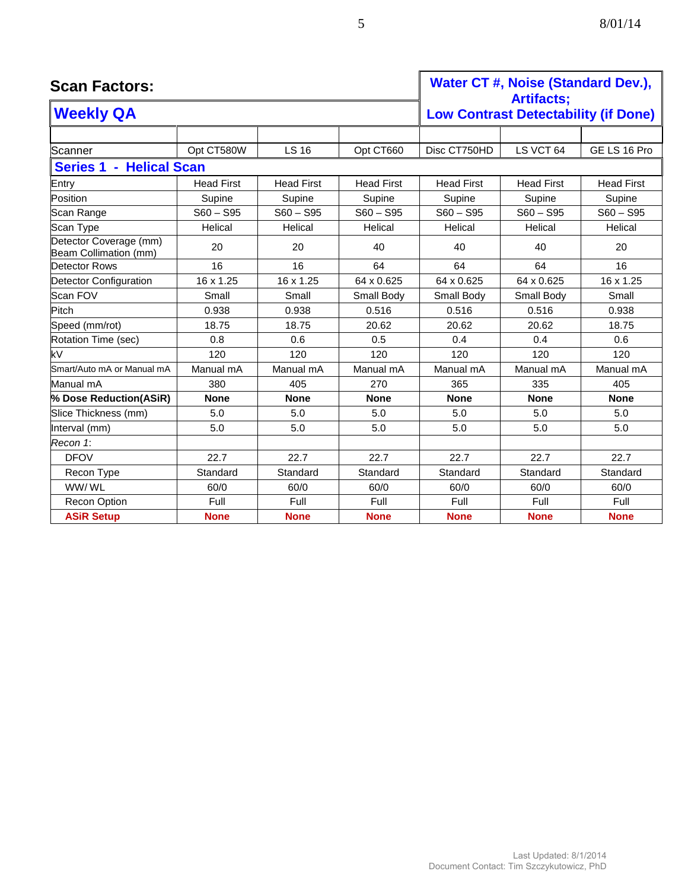## Scan Factors:

## Weekly QA

**Water CT #, Noise (Standard Dev.), Artifacts; Low Contrast Detectability (if Done)**

| Scanner | Opt CT580W | LS 16 | Opt CT660 | Disc CT750HD | LS VCT 64 | GE LS 16 Pro |
|---|---|---|---|---|---|---|
| **Series 1 - Helical Scan** | | | | | | |
| Entry | Head First | Head First | Head First | Head First | Head First | Head First |
| Position | Supine | Supine | Supine | Supine | Supine | Supine |
| Scan Range | S60 – S95 | S60 – S95 | S60 – S95 | S60 – S95 | S60 – S95 | S60 – S95 |
| Scan Type | Helical | Helical | Helical | Helical | Helical | Helical |
| Detector Coverage (mm) Beam Collimation (mm) | 20 | 20 | 40 | 40 | 40 | 20 |
| Detector Rows | 16 | 16 | 64 | 64 | 64 | 16 |
| Detector Configuration | 16 x 1.25 | 16 x 1.25 | 64 x 0.625 | 64 x 0.625 | 64 x 0.625 | 16 x 1.25 |
| Scan FOV | Small | Small | Small Body | Small Body | Small Body | Small |
| Pitch | 0.938 | 0.938 | 0.516 | 0.516 | 0.516 | 0.938 |
| Speed (mm/rot) | 18.75 | 18.75 | 20.62 | 20.62 | 20.62 | 18.75 |
| Rotation Time (sec) | 0.8 | 0.6 | 0.5 | 0.4 | 0.4 | 0.6 |
| kV | 120 | 120 | 120 | 120 | 120 | 120 |
| Smart/Auto mA or Manual mA | Manual mA | Manual mA | Manual mA | Manual mA | Manual mA | Manual mA |
| Manual mA | 380 | 405 | 270 | 365 | 335 | 405 |
| **% Dose Reduction(ASiR)** | **None** | **None** | **None** | **None** | **None** | **None** |
| Slice Thickness (mm) | 5.0 | 5.0 | 5.0 | 5.0 | 5.0 | 5.0 |
| Interval (mm) | 5.0 | 5.0 | 5.0 | 5.0 | 5.0 | 5.0 |
| *Recon 1*: | | | | | | |
| DFOV | 22.7 | 22.7 | 22.7 | 22.7 | 22.7 | 22.7 |
| Recon Type | Standard | Standard | Standard | Standard | Standard | Standard |
| WW/ WL | 60/0 | 60/0 | 60/0 | 60/0 | 60/0 | 60/0 |
| Recon Option | Full | Full | Full | Full | Full | Full |
| **ASiR Setup** | **None** | **None** | **None** | **None** | **None** | **None** |

Last Updated: 8/1/2014
Document Contact: Tim Szczykutowicz, PhD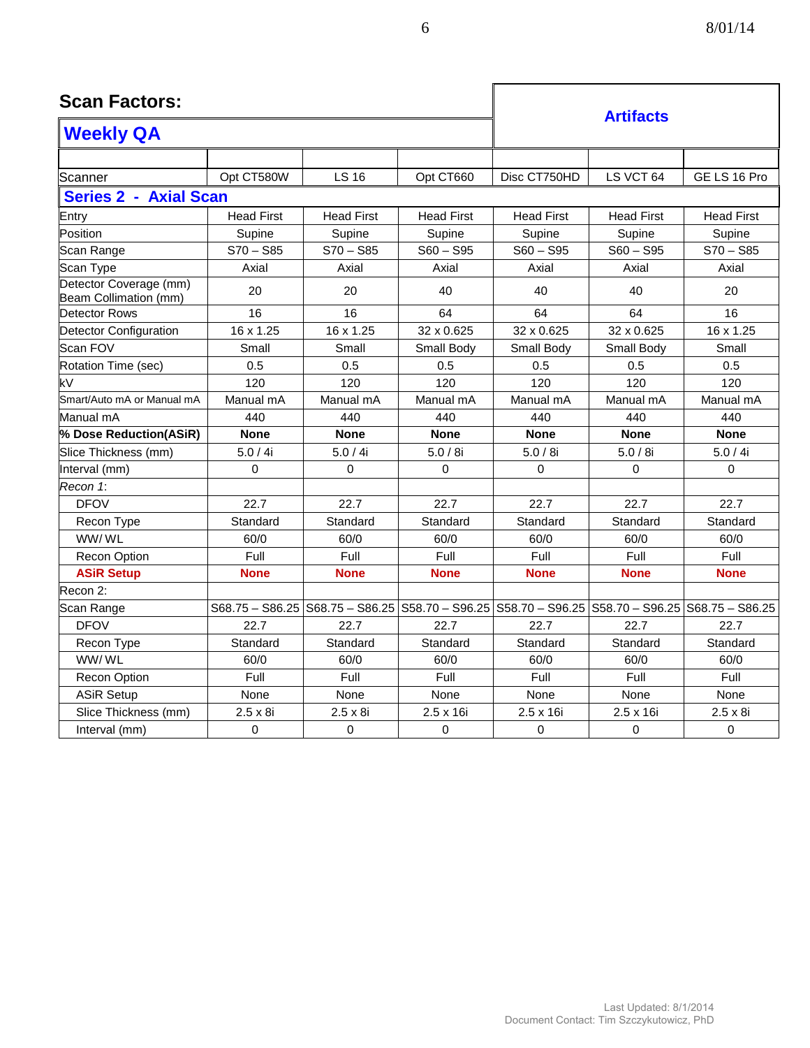## Scan Factors:

## Weekly QA

### Artifacts

| Scanner | Opt CT580W | LS 16 | Opt CT660 | Disc CT750HD | LS VCT 64 | GE LS 16 Pro |
|---|---|---|---|---|---|---|
| **Series 2 - Axial Scan** | | | | | | |
| Entry | Head First | Head First | Head First | Head First | Head First | Head First |
| Position | Supine | Supine | Supine | Supine | Supine | Supine |
| Scan Range | S70 – S85 | S70 – S85 | S60 – S95 | S60 – S95 | S60 – S95 | S70 – S85 |
| Scan Type | Axial | Axial | Axial | Axial | Axial | Axial |
| Detector Coverage (mm) Beam Collimation (mm) | 20 | 20 | 40 | 40 | 40 | 20 |
| Detector Rows | 16 | 16 | 64 | 64 | 64 | 16 |
| Detector Configuration | 16 x 1.25 | 16 x 1.25 | 32 x 0.625 | 32 x 0.625 | 32 x 0.625 | 16 x 1.25 |
| Scan FOV | Small | Small | Small Body | Small Body | Small Body | Small |
| Rotation Time (sec) | 0.5 | 0.5 | 0.5 | 0.5 | 0.5 | 0.5 |
| kV | 120 | 120 | 120 | 120 | 120 | 120 |
| Smart/Auto mA or Manual mA | Manual mA | Manual mA | Manual mA | Manual mA | Manual mA | Manual mA |
| Manual mA | 440 | 440 | 440 | 440 | 440 | 440 |
| **% Dose Reduction(ASiR)** | **None** | **None** | **None** | **None** | **None** | **None** |
| Slice Thickness (mm) | 5.0 / 4i | 5.0 / 4i | 5.0 / 8i | 5.0 / 8i | 5.0 / 8i | 5.0 / 4i |
| Interval (mm) | 0 | 0 | 0 | 0 | 0 | 0 |
| *Recon 1*: | | | | | | |
| DFOV | 22.7 | 22.7 | 22.7 | 22.7 | 22.7 | 22.7 |
| Recon Type | Standard | Standard | Standard | Standard | Standard | Standard |
| WW/ WL | 60/0 | 60/0 | 60/0 | 60/0 | 60/0 | 60/0 |
| Recon Option | Full | Full | Full | Full | Full | Full |
| **ASiR Setup** | **None** | **None** | **None** | **None** | **None** | **None** |
| Recon 2: | | | | | | |
| Scan Range | S68.75 – S86.25 | S68.75 – S86.25 | S58.70 – S96.25 | S58.70 – S96.25 | S58.70 – S96.25 | S68.75 – S86.25 |
| DFOV | 22.7 | 22.7 | 22.7 | 22.7 | 22.7 | 22.7 |
| Recon Type | Standard | Standard | Standard | Standard | Standard | Standard |
| WW/ WL | 60/0 | 60/0 | 60/0 | 60/0 | 60/0 | 60/0 |
| Recon Option | Full | Full | Full | Full | Full | Full |
| ASiR Setup | None | None | None | None | None | None |
| Slice Thickness (mm) | 2.5 x 8i | 2.5 x 8i | 2.5 x 16i | 2.5 x 16i | 2.5 x 16i | 2.5 x 8i |
| Interval (mm) | 0 | 0 | 0 | 0 | 0 | 0 |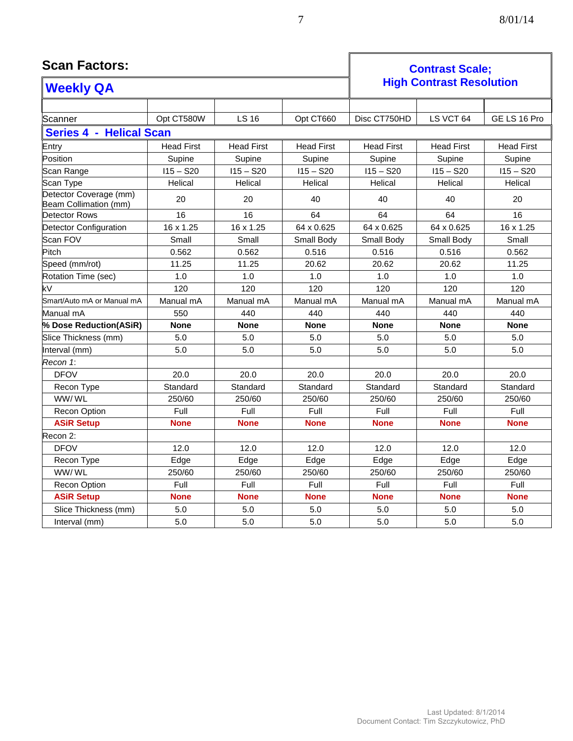## Scan Factors:

## Weekly QA

## Contrast Scale; High Contrast Resolution

| Scanner | Opt CT580W | LS 16 | Opt CT660 | Disc CT750HD | LS VCT 64 | GE LS 16 Pro |
|---|---|---|---|---|---|---|
| **Series 4 - Helical Scan** | | | | | | |
| Entry | Head First | Head First | Head First | Head First | Head First | Head First |
| Position | Supine | Supine | Supine | Supine | Supine | Supine |
| Scan Range | I15 – S20 | I15 – S20 | I15 – S20 | I15 – S20 | I15 – S20 | I15 – S20 |
| Scan Type | Helical | Helical | Helical | Helical | Helical | Helical |
| Detector Coverage (mm) Beam Collimation (mm) | 20 | 20 | 40 | 40 | 40 | 20 |
| Detector Rows | 16 | 16 | 64 | 64 | 64 | 16 |
| Detector Configuration | 16 x 1.25 | 16 x 1.25 | 64 x 0.625 | 64 x 0.625 | 64 x 0.625 | 16 x 1.25 |
| Scan FOV | Small | Small | Small Body | Small Body | Small Body | Small |
| Pitch | 0.562 | 0.562 | 0.516 | 0.516 | 0.516 | 0.562 |
| Speed (mm/rot) | 11.25 | 11.25 | 20.62 | 20.62 | 20.62 | 11.25 |
| Rotation Time (sec) | 1.0 | 1.0 | 1.0 | 1.0 | 1.0 | 1.0 |
| kV | 120 | 120 | 120 | 120 | 120 | 120 |
| Smart/Auto mA or Manual mA | Manual mA | Manual mA | Manual mA | Manual mA | Manual mA | Manual mA |
| Manual mA | 550 | 440 | 440 | 440 | 440 | 440 |
| **% Dose Reduction(ASiR)** | **None** | **None** | **None** | **None** | **None** | **None** |
| Slice Thickness (mm) | 5.0 | 5.0 | 5.0 | 5.0 | 5.0 | 5.0 |
| Interval (mm) | 5.0 | 5.0 | 5.0 | 5.0 | 5.0 | 5.0 |
| *Recon 1*: | | | | | | |
| DFOV | 20.0 | 20.0 | 20.0 | 20.0 | 20.0 | 20.0 |
| Recon Type | Standard | Standard | Standard | Standard | Standard | Standard |
| WW/ WL | 250/60 | 250/60 | 250/60 | 250/60 | 250/60 | 250/60 |
| Recon Option | Full | Full | Full | Full | Full | Full |
| **ASiR Setup** | **None** | **None** | **None** | **None** | **None** | **None** |
| Recon 2: | | | | | | |
| DFOV | 12.0 | 12.0 | 12.0 | 12.0 | 12.0 | 12.0 |
| Recon Type | Edge | Edge | Edge | Edge | Edge | Edge |
| WW/ WL | 250/60 | 250/60 | 250/60 | 250/60 | 250/60 | 250/60 |
| Recon Option | Full | Full | Full | Full | Full | Full |
| **ASiR Setup** | **None** | **None** | **None** | **None** | **None** | **None** |
| Slice Thickness (mm) | 5.0 | 5.0 | 5.0 | 5.0 | 5.0 | 5.0 |
| Interval (mm) | 5.0 | 5.0 | 5.0 | 5.0 | 5.0 | 5.0 |

Last Updated: 8/1/2014
Document Contact: Tim Szczykutowicz, PhD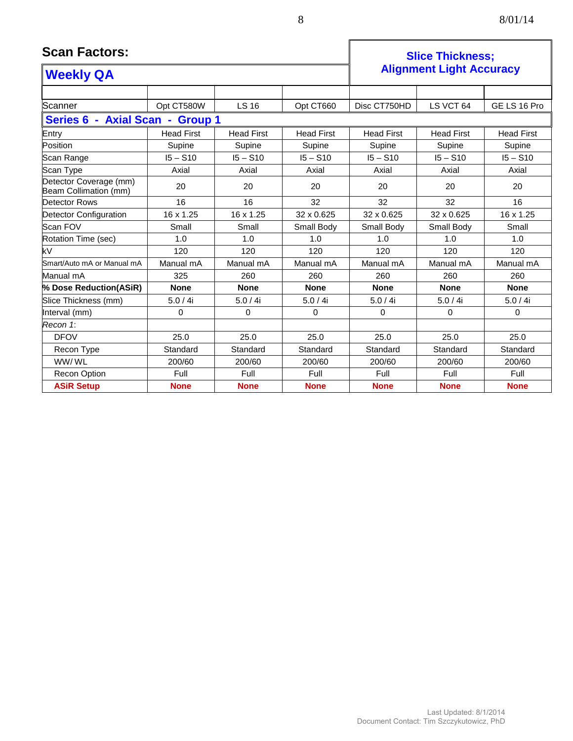## Scan Factors:

## Weekly QA

## Slice Thickness; Alignment Light Accuracy

| Scanner | Opt CT580W | LS 16 | Opt CT660 | Disc CT750HD | LS VCT 64 | GE LS 16 Pro |
|---|---|---|---|---|---|---|
| **Series 6 - Axial Scan - Group 1** | | | | | | |
| Entry | Head First | Head First | Head First | Head First | Head First | Head First |
| Position | Supine | Supine | Supine | Supine | Supine | Supine |
| Scan Range | I5 – S10 | I5 – S10 | I5 – S10 | I5 – S10 | I5 – S10 | I5 – S10 |
| Scan Type | Axial | Axial | Axial | Axial | Axial | Axial |
| Detector Coverage (mm) Beam Collimation (mm) | 20 | 20 | 20 | 20 | 20 | 20 |
| Detector Rows | 16 | 16 | 32 | 32 | 32 | 16 |
| Detector Configuration | 16 x 1.25 | 16 x 1.25 | 32 x 0.625 | 32 x 0.625 | 32 x 0.625 | 16 x 1.25 |
| Scan FOV | Small | Small | Small Body | Small Body | Small Body | Small |
| Rotation Time (sec) | 1.0 | 1.0 | 1.0 | 1.0 | 1.0 | 1.0 |
| kV | 120 | 120 | 120 | 120 | 120 | 120 |
| Smart/Auto mA or Manual mA | Manual mA | Manual mA | Manual mA | Manual mA | Manual mA | Manual mA |
| Manual mA | 325 | 260 | 260 | 260 | 260 | 260 |
| **% Dose Reduction(ASiR)** | **None** | **None** | **None** | **None** | **None** | **None** |
| Slice Thickness (mm) | 5.0 / 4i | 5.0 / 4i | 5.0 / 4i | 5.0 / 4i | 5.0 / 4i | 5.0 / 4i |
| Interval (mm) | 0 | 0 | 0 | 0 | 0 | 0 |
| *Recon 1*: | | | | | | |
| DFOV | 25.0 | 25.0 | 25.0 | 25.0 | 25.0 | 25.0 |
| Recon Type | Standard | Standard | Standard | Standard | Standard | Standard |
| WW/ WL | 200/60 | 200/60 | 200/60 | 200/60 | 200/60 | 200/60 |
| Recon Option | Full | Full | Full | Full | Full | Full |
| **ASiR Setup** | **None** | **None** | **None** | **None** | **None** | **None** |

Last Updated: 8/1/2014
Document Contact: Tim Szczykutowicz, PhD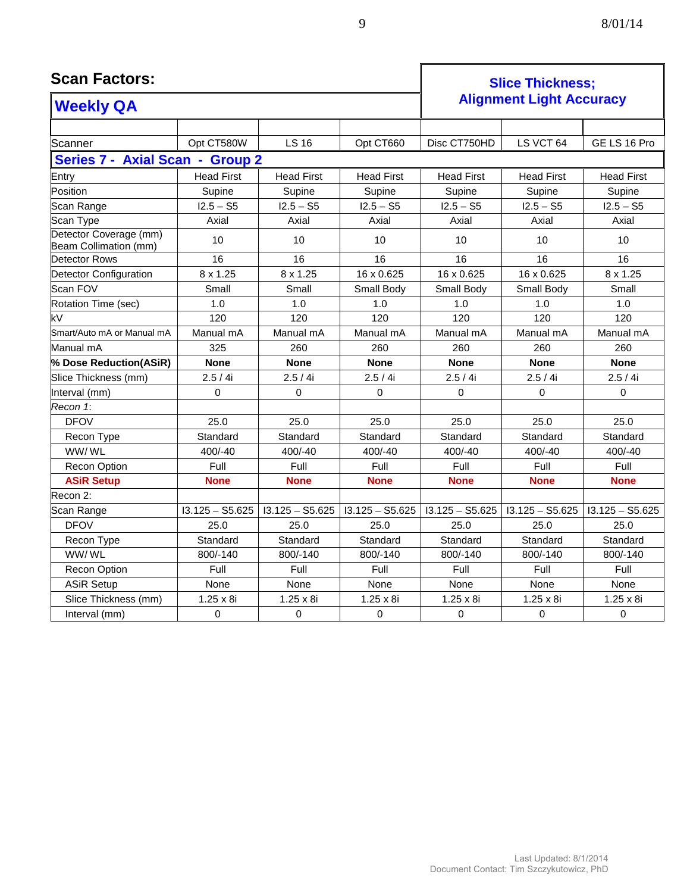## Scan Factors:

## Weekly QA

## Slice Thickness; Alignment Light Accuracy

| Scanner | Opt CT580W | LS 16 | Opt CT660 | Disc CT750HD | LS VCT 64 | GE LS 16 Pro |
|---|---|---|---|---|---|---|
| **Series 7 - Axial Scan - Group 2** | | | | | | |
| Entry | Head First | Head First | Head First | Head First | Head First | Head First |
| Position | Supine | Supine | Supine | Supine | Supine | Supine |
| Scan Range | I2.5 – S5 | I2.5 – S5 | I2.5 – S5 | I2.5 – S5 | I2.5 – S5 | I2.5 – S5 |
| Scan Type | Axial | Axial | Axial | Axial | Axial | Axial |
| Detector Coverage (mm) Beam Collimation (mm) | 10 | 10 | 10 | 10 | 10 | 10 |
| Detector Rows | 16 | 16 | 16 | 16 | 16 | 16 |
| Detector Configuration | 8 x 1.25 | 8 x 1.25 | 16 x 0.625 | 16 x 0.625 | 16 x 0.625 | 8 x 1.25 |
| Scan FOV | Small | Small | Small Body | Small Body | Small Body | Small |
| Rotation Time (sec) | 1.0 | 1.0 | 1.0 | 1.0 | 1.0 | 1.0 |
| kV | 120 | 120 | 120 | 120 | 120 | 120 |
| Smart/Auto mA or Manual mA | Manual mA | Manual mA | Manual mA | Manual mA | Manual mA | Manual mA |
| Manual mA | 325 | 260 | 260 | 260 | 260 | 260 |
| **% Dose Reduction(ASiR)** | **None** | **None** | **None** | **None** | **None** | **None** |
| Slice Thickness (mm) | 2.5 / 4i | 2.5 / 4i | 2.5 / 4i | 2.5 / 4i | 2.5 / 4i | 2.5 / 4i |
| Interval (mm) | 0 | 0 | 0 | 0 | 0 | 0 |
| *Recon 1*: | | | | | | |
| DFOV | 25.0 | 25.0 | 25.0 | 25.0 | 25.0 | 25.0 |
| Recon Type | Standard | Standard | Standard | Standard | Standard | Standard |
| WW/ WL | 400/-40 | 400/-40 | 400/-40 | 400/-40 | 400/-40 | 400/-40 |
| Recon Option | Full | Full | Full | Full | Full | Full |
| **ASiR Setup** | **None** | **None** | **None** | **None** | **None** | **None** |
| Recon 2: | | | | | | |
| Scan Range | I3.125 – S5.625 | I3.125 – S5.625 | I3.125 – S5.625 | I3.125 – S5.625 | I3.125 – S5.625 | I3.125 – S5.625 |
| DFOV | 25.0 | 25.0 | 25.0 | 25.0 | 25.0 | 25.0 |
| Recon Type | Standard | Standard | Standard | Standard | Standard | Standard |
| WW/ WL | 800/-140 | 800/-140 | 800/-140 | 800/-140 | 800/-140 | 800/-140 |
| Recon Option | Full | Full | Full | Full | Full | Full |
| ASiR Setup | None | None | None | None | None | None |
| Slice Thickness (mm) | 1.25 x 8i | 1.25 x 8i | 1.25 x 8i | 1.25 x 8i | 1.25 x 8i | 1.25 x 8i |
| Interval (mm) | 0 | 0 | 0 | 0 | 0 | 0 |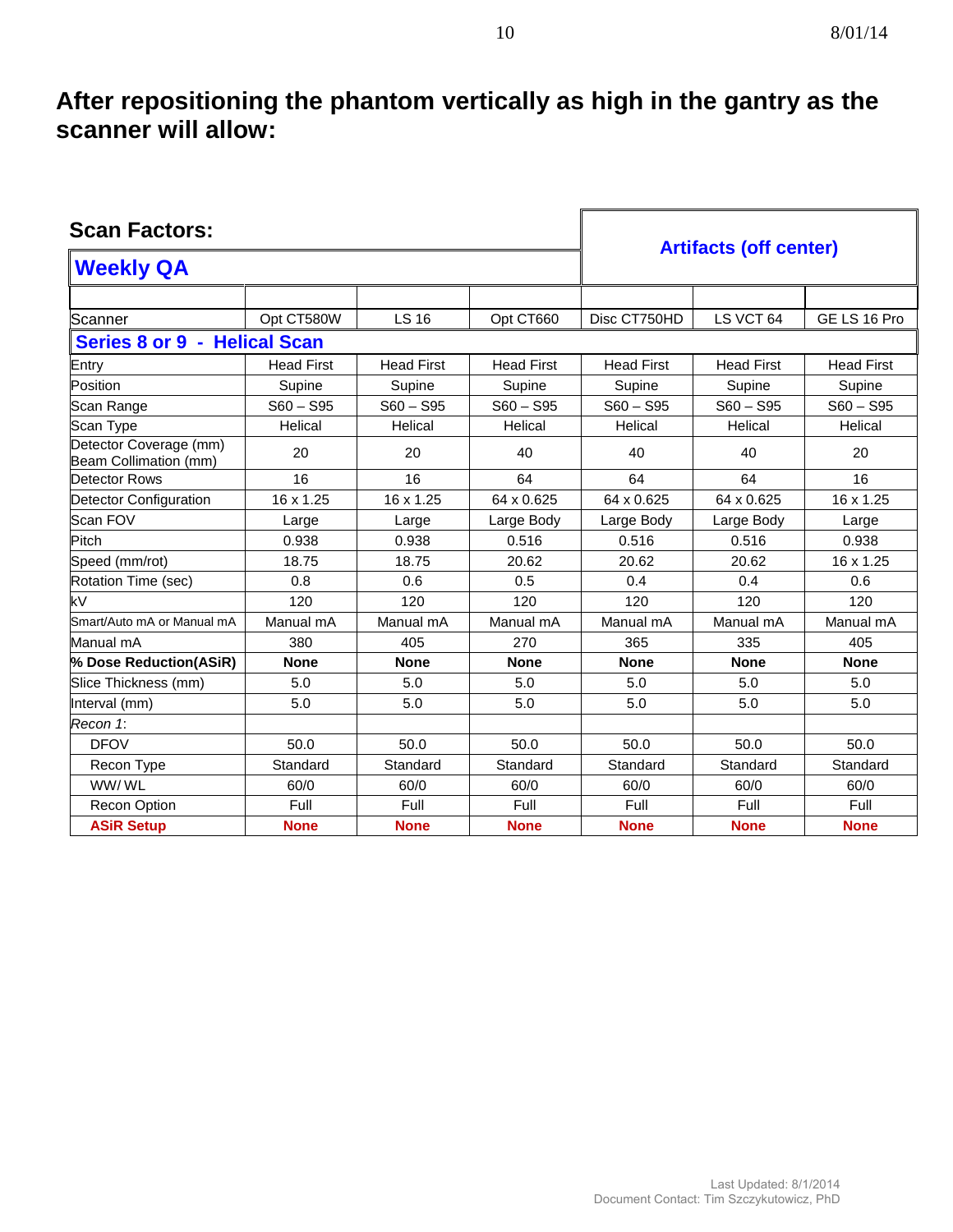# After repositioning the phantom vertically as high in the gantry as the scanner will allow:

## Scan Factors:

| **Weekly QA** | | | | **Artifacts (off center)** | | |
|---|---|---|---|---|---|---|
| | | | | | | |
| Scanner | Opt CT580W | LS 16 | Opt CT660 | Disc CT750HD | LS VCT 64 | GE LS 16 Pro |
| **Series 8 or 9 - Helical Scan** | | | | | | |
| Entry | Head First | Head First | Head First | Head First | Head First | Head First |
| Position | Supine | Supine | Supine | Supine | Supine | Supine |
| Scan Range | S60 – S95 | S60 – S95 | S60 – S95 | S60 – S95 | S60 – S95 | S60 – S95 |
| Scan Type | Helical | Helical | Helical | Helical | Helical | Helical |
| Detector Coverage (mm) Beam Collimation (mm) | 20 | 20 | 40 | 40 | 40 | 20 |
| Detector Rows | 16 | 16 | 64 | 64 | 64 | 16 |
| Detector Configuration | 16 x 1.25 | 16 x 1.25 | 64 x 0.625 | 64 x 0.625 | 64 x 0.625 | 16 x 1.25 |
| Scan FOV | Large | Large | Large Body | Large Body | Large Body | Large |
| Pitch | 0.938 | 0.938 | 0.516 | 0.516 | 0.516 | 0.938 |
| Speed (mm/rot) | 18.75 | 18.75 | 20.62 | 20.62 | 20.62 | 16 x 1.25 |
| Rotation Time (sec) | 0.8 | 0.6 | 0.5 | 0.4 | 0.4 | 0.6 |
| kV | 120 | 120 | 120 | 120 | 120 | 120 |
| Smart/Auto mA or Manual mA | Manual mA | Manual mA | Manual mA | Manual mA | Manual mA | Manual mA |
| Manual mA | 380 | 405 | 270 | 365 | 335 | 405 |
| **% Dose Reduction(ASiR)** | **None** | **None** | **None** | **None** | **None** | **None** |
| Slice Thickness (mm) | 5.0 | 5.0 | 5.0 | 5.0 | 5.0 | 5.0 |
| Interval (mm) | 5.0 | 5.0 | 5.0 | 5.0 | 5.0 | 5.0 |
| *Recon 1*: | | | | | | |
| DFOV | 50.0 | 50.0 | 50.0 | 50.0 | 50.0 | 50.0 |
| Recon Type | Standard | Standard | Standard | Standard | Standard | Standard |
| WW/ WL | 60/0 | 60/0 | 60/0 | 60/0 | 60/0 | 60/0 |
| Recon Option | Full | Full | Full | Full | Full | Full |
| **ASiR Setup** | **None** | **None** | **None** | **None** | **None** | **None** |

Last Updated: 8/1/2014
Document Contact: Tim Szczykutowicz, PhD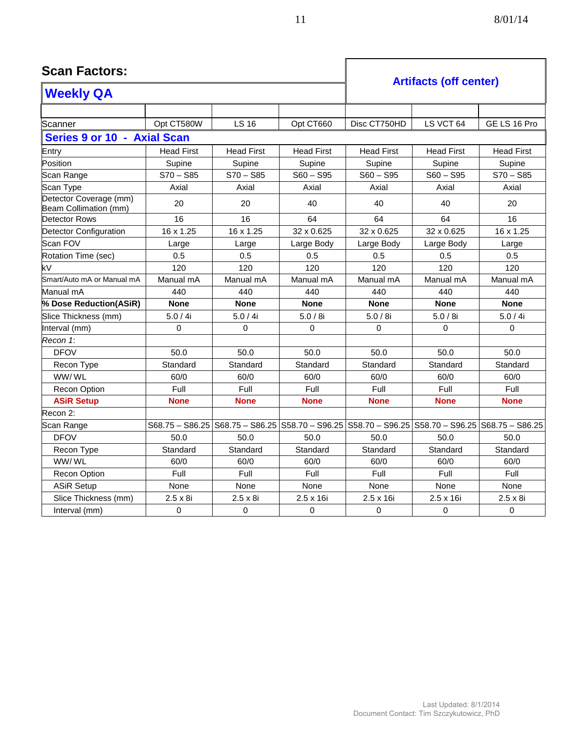## Scan Factors:

### Weekly QA

### Artifacts (off center)

| Scanner | Opt CT580W | LS 16 | Opt CT660 | Disc CT750HD | LS VCT 64 | GE LS 16 Pro |
|---|---|---|---|---|---|---|
| **Series 9 or 10 - Axial Scan** | | | | | | |
| Entry | Head First | Head First | Head First | Head First | Head First | Head First |
| Position | Supine | Supine | Supine | Supine | Supine | Supine |
| Scan Range | S70 – S85 | S70 – S85 | S60 – S95 | S60 – S95 | S60 – S95 | S70 – S85 |
| Scan Type | Axial | Axial | Axial | Axial | Axial | Axial |
| Detector Coverage (mm) Beam Collimation (mm) | 20 | 20 | 40 | 40 | 40 | 20 |
| Detector Rows | 16 | 16 | 64 | 64 | 64 | 16 |
| Detector Configuration | 16 x 1.25 | 16 x 1.25 | 32 x 0.625 | 32 x 0.625 | 32 x 0.625 | 16 x 1.25 |
| Scan FOV | Large | Large | Large Body | Large Body | Large Body | Large |
| Rotation Time (sec) | 0.5 | 0.5 | 0.5 | 0.5 | 0.5 | 0.5 |
| kV | 120 | 120 | 120 | 120 | 120 | 120 |
| Smart/Auto mA or Manual mA | Manual mA | Manual mA | Manual mA | Manual mA | Manual mA | Manual mA |
| Manual mA | 440 | 440 | 440 | 440 | 440 | 440 |
| **% Dose Reduction(ASiR)** | **None** | **None** | **None** | **None** | **None** | **None** |
| Slice Thickness (mm) | 5.0 / 4i | 5.0 / 4i | 5.0 / 8i | 5.0 / 8i | 5.0 / 8i | 5.0 / 4i |
| Interval (mm) | 0 | 0 | 0 | 0 | 0 | 0 |
| *Recon 1*: | | | | | | |
| DFOV | 50.0 | 50.0 | 50.0 | 50.0 | 50.0 | 50.0 |
| Recon Type | Standard | Standard | Standard | Standard | Standard | Standard |
| WW/ WL | 60/0 | 60/0 | 60/0 | 60/0 | 60/0 | 60/0 |
| Recon Option | Full | Full | Full | Full | Full | Full |
| **ASiR Setup** | **None** | **None** | **None** | **None** | **None** | **None** |
| Recon 2: | | | | | | |
| Scan Range | S68.75 – S86.25 | S68.75 – S86.25 | S58.70 – S96.25 | S58.70 – S96.25 | S58.70 – S96.25 | S68.75 – S86.25 |
| DFOV | 50.0 | 50.0 | 50.0 | 50.0 | 50.0 | 50.0 |
| Recon Type | Standard | Standard | Standard | Standard | Standard | Standard |
| WW/ WL | 60/0 | 60/0 | 60/0 | 60/0 | 60/0 | 60/0 |
| Recon Option | Full | Full | Full | Full | Full | Full |
| ASiR Setup | None | None | None | None | None | None |
| Slice Thickness (mm) | 2.5 x 8i | 2.5 x 8i | 2.5 x 16i | 2.5 x 16i | 2.5 x 16i | 2.5 x 8i |
| Interval (mm) | 0 | 0 | 0 | 0 | 0 | 0 |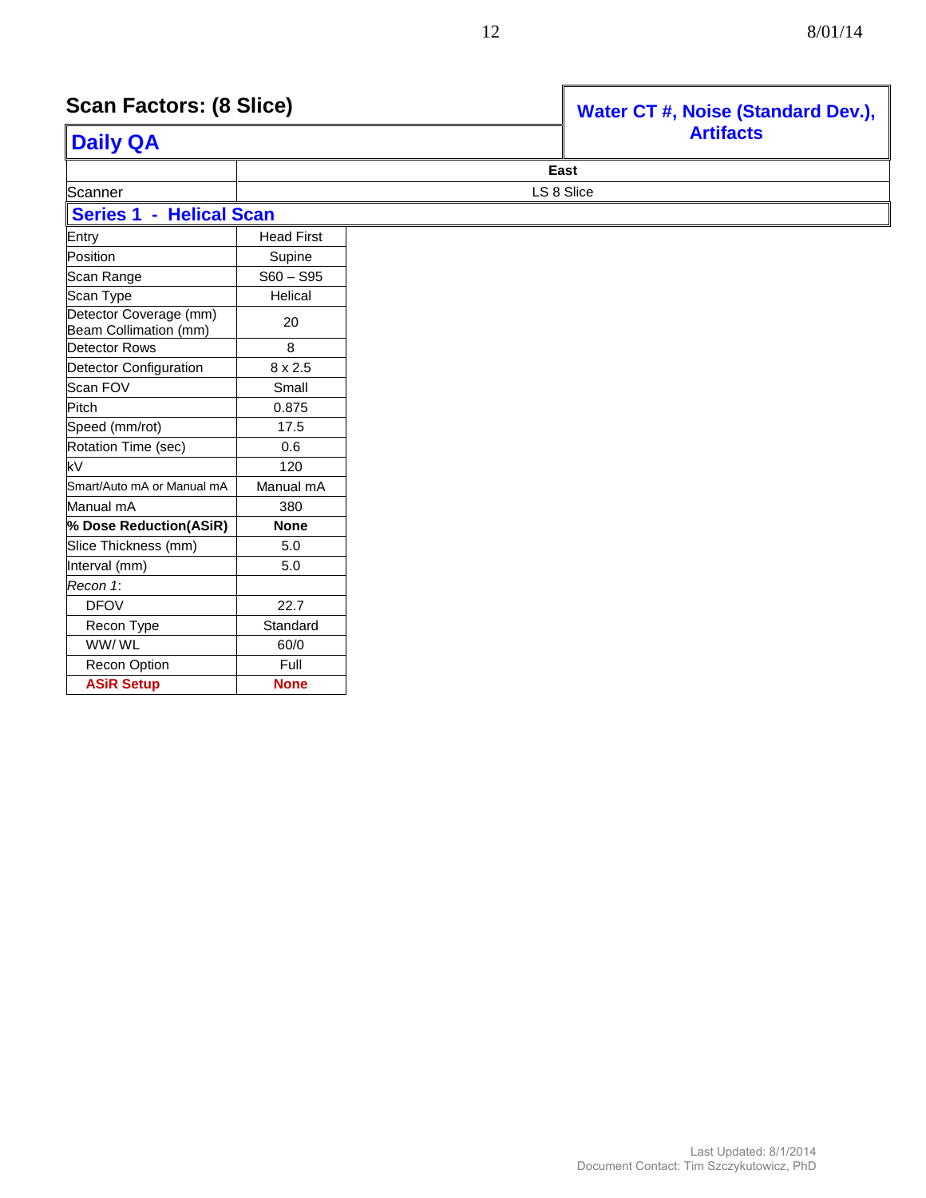## Scan Factors: (8 Slice)

## Daily QA

**Water CT #, Noise (Standard Dev.), Artifacts**

| | **East** |
|---|---|
| Scanner | LS 8 Slice |

### Series 1 - Helical Scan

| | |
|---|---|
| Entry | Head First |
| Position | Supine |
| Scan Range | S60 – S95 |
| Scan Type | Helical |
| Detector Coverage (mm) Beam Collimation (mm) | 20 |
| Detector Rows | 8 |
| Detector Configuration | 8 x 2.5 |
| Scan FOV | Small |
| Pitch | 0.875 |
| Speed (mm/rot) | 17.5 |
| Rotation Time (sec) | 0.6 |
| kV | 120 |
| Smart/Auto mA or Manual mA | Manual mA |
| Manual mA | 380 |
| **% Dose Reduction(ASiR)** | **None** |
| Slice Thickness (mm) | 5.0 |
| Interval (mm) | 5.0 |
| *Recon 1*: | |
| DFOV | 22.7 |
| Recon Type | Standard |
| WW/ WL | 60/0 |
| Recon Option | Full |
| **ASiR Setup** | **None** |

Last Updated: 8/1/2014
Document Contact: Tim Szczykutowicz, PhD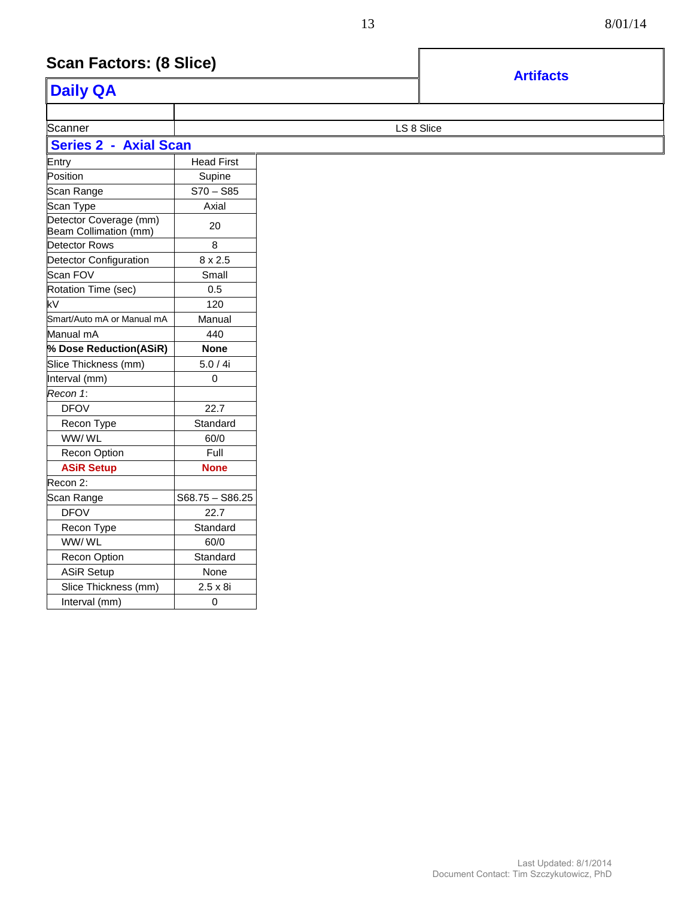# Scan Factors: (8 Slice)

## Daily QA

## Artifacts

| Scanner | LS 8 Slice |
| --- | --- |

### Series 2 - Axial Scan

| | |
| --- | --- |
| Entry | Head First |
| Position | Supine |
| Scan Range | S70 – S85 |
| Scan Type | Axial |
| Detector Coverage (mm) Beam Collimation (mm) | 20 |
| Detector Rows | 8 |
| Detector Configuration | 8 x 2.5 |
| Scan FOV | Small |
| Rotation Time (sec) | 0.5 |
| kV | 120 |
| Smart/Auto mA or Manual mA | Manual |
| Manual mA | 440 |
| **% Dose Reduction(ASiR)** | **None** |
| Slice Thickness (mm) | 5.0 / 4i |
| Interval (mm) | 0 |
| *Recon 1*: | |
| DFOV | 22.7 |
| Recon Type | Standard |
| WW/ WL | 60/0 |
| Recon Option | Full |
| **ASiR Setup** | **None** |
| Recon 2: | |
| Scan Range | S68.75 – S86.25 |
| DFOV | 22.7 |
| Recon Type | Standard |
| WW/ WL | 60/0 |
| Recon Option | Standard |
| ASiR Setup | None |
| Slice Thickness (mm) | 2.5 x 8i |
| Interval (mm) | 0 |

Last Updated: 8/1/2014
Document Contact: Tim Szczykutowicz, PhD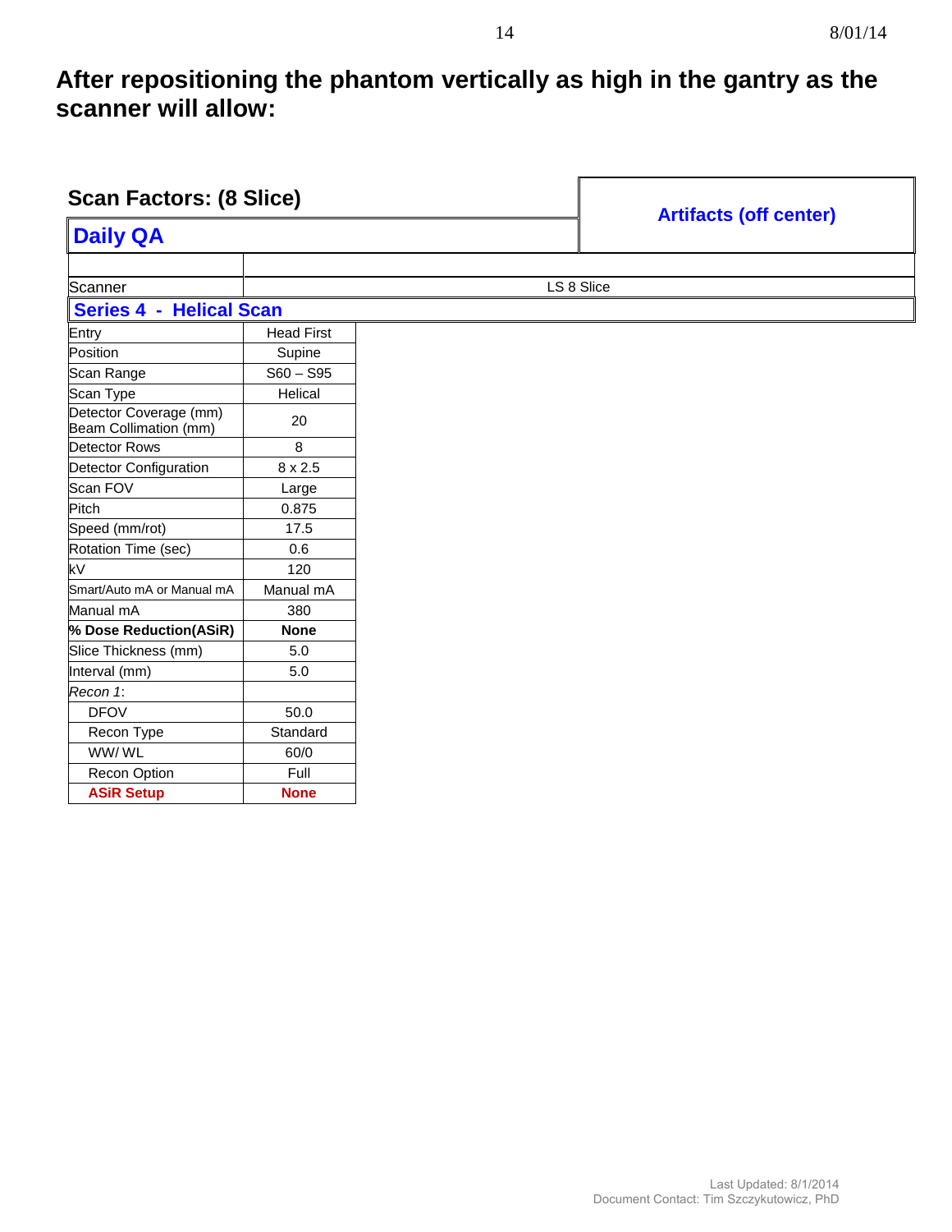## After repositioning the phantom vertically as high in the gantry as the scanner will allow:

### Scan Factors: (8 Slice)

| Daily QA | Artifacts (off center) |
|---|---|
| | |
| Scanner | LS 8 Slice |
| **Series 4 - Helical Scan** | |
| Entry | Head First |
| Position | Supine |
| Scan Range | S60 – S95 |
| Scan Type | Helical |
| Detector Coverage (mm) Beam Collimation (mm) | 20 |
| Detector Rows | 8 |
| Detector Configuration | 8 x 2.5 |
| Scan FOV | Large |
| Pitch | 0.875 |
| Speed (mm/rot) | 17.5 |
| Rotation Time (sec) | 0.6 |
| kV | 120 |
| Smart/Auto mA or Manual mA | Manual mA |
| Manual mA | 380 |
| **% Dose Reduction(ASiR)** | **None** |
| Slice Thickness (mm) | 5.0 |
| Interval (mm) | 5.0 |
| *Recon 1*: | |
| DFOV | 50.0 |
| Recon Type | Standard |
| WW/ WL | 60/0 |
| Recon Option | Full |
| **ASiR Setup** | **None** |

Last Updated: 8/1/2014
Document Contact: Tim Szczykutowicz, PhD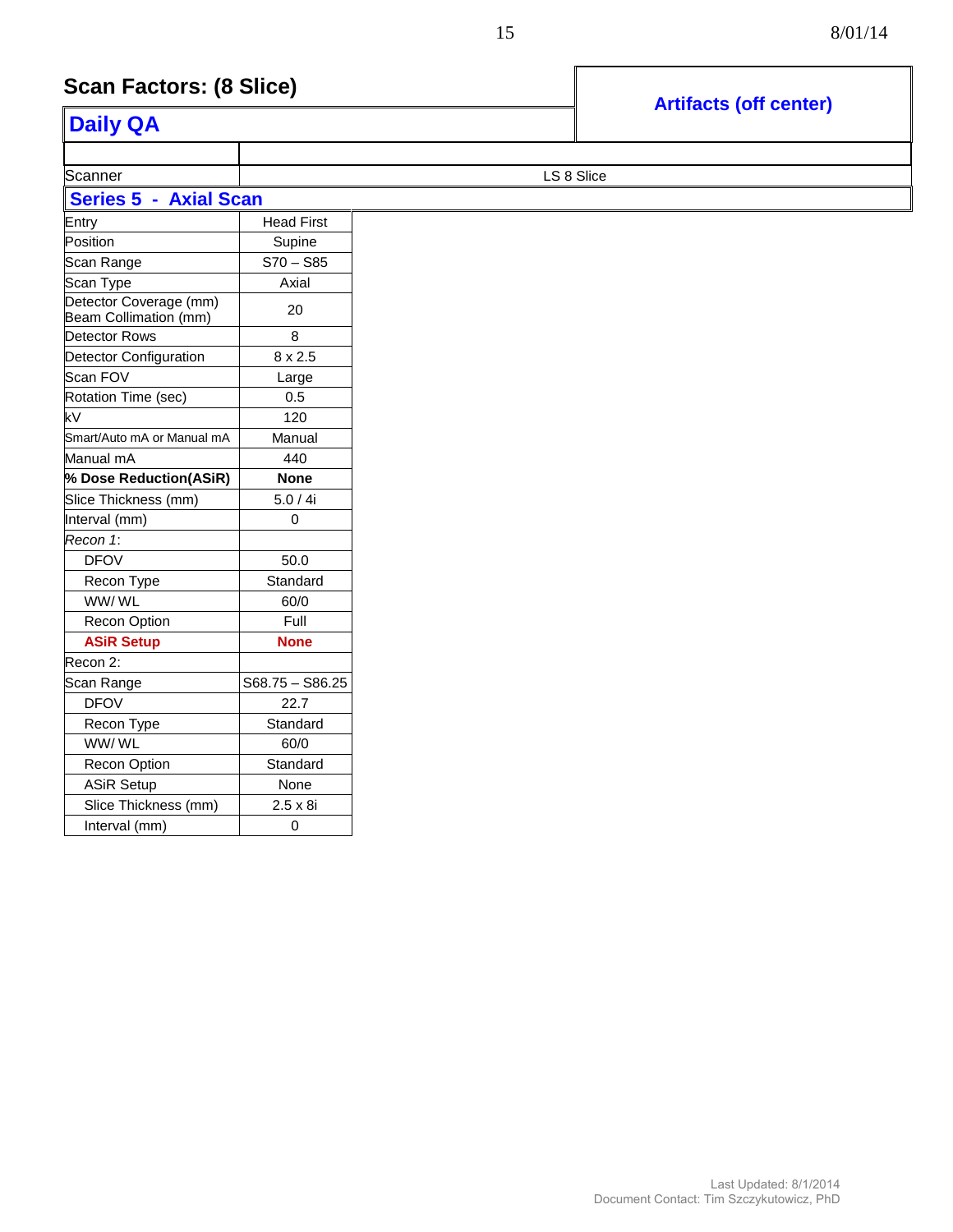## Scan Factors: (8 Slice)

### Daily QA

**Artifacts (off center)**

| | |
|---|---|
| Scanner | LS 8 Slice |

**Series 5 - Axial Scan**

| | |
|---|---|
| Entry | Head First |
| Position | Supine |
| Scan Range | S70 – S85 |
| Scan Type | Axial |
| Detector Coverage (mm) Beam Collimation (mm) | 20 |
| Detector Rows | 8 |
| Detector Configuration | 8 x 2.5 |
| Scan FOV | Large |
| Rotation Time (sec) | 0.5 |
| kV | 120 |
| Smart/Auto mA or Manual mA | Manual |
| Manual mA | 440 |
| **% Dose Reduction(ASiR)** | **None** |
| Slice Thickness (mm) | 5.0 / 4i |
| Interval (mm) | 0 |
| *Recon 1*: | |
| DFOV | 50.0 |
| Recon Type | Standard |
| WW/ WL | 60/0 |
| Recon Option | Full |
| **ASiR Setup** | **None** |
| Recon 2: | |
| Scan Range | S68.75 – S86.25 |
| DFOV | 22.7 |
| Recon Type | Standard |
| WW/ WL | 60/0 |
| Recon Option | Standard |
| ASiR Setup | None |
| Slice Thickness (mm) | 2.5 x 8i |
| Interval (mm) | 0 |

Last Updated: 8/1/2014
Document Contact: Tim Szczykutowicz, PhD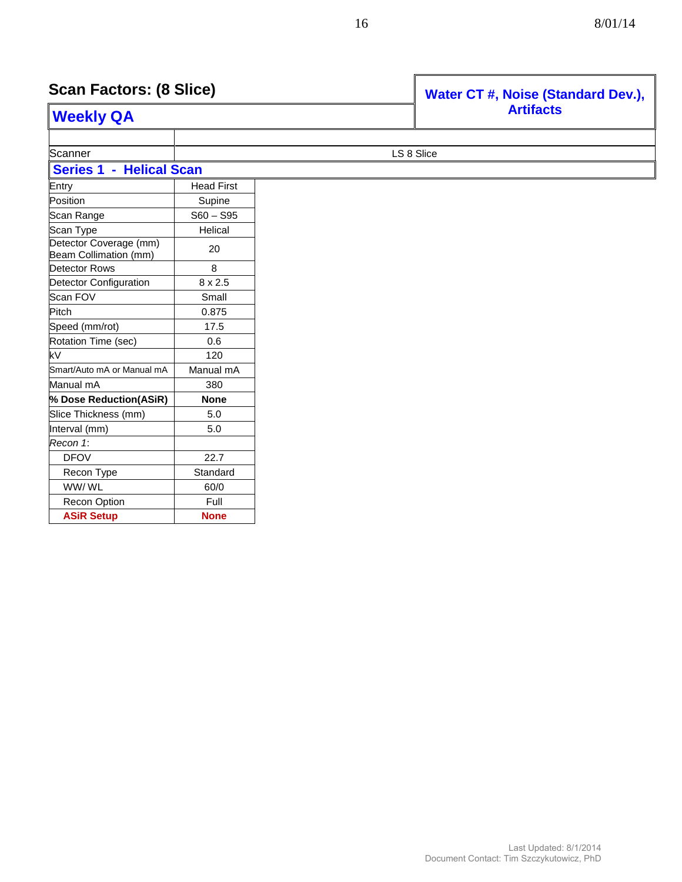## Scan Factors: (8 Slice)

## Weekly QA

## Water CT #, Noise (Standard Dev.), Artifacts

| Scanner | LS 8 Slice |
|---|---|
| **Series 1 - Helical Scan** | |
| Entry | Head First |
| Position | Supine |
| Scan Range | S60 – S95 |
| Scan Type | Helical |
| Detector Coverage (mm) Beam Collimation (mm) | 20 |
| Detector Rows | 8 |
| Detector Configuration | 8 x 2.5 |
| Scan FOV | Small |
| Pitch | 0.875 |
| Speed (mm/rot) | 17.5 |
| Rotation Time (sec) | 0.6 |
| kV | 120 |
| Smart/Auto mA or Manual mA | Manual mA |
| Manual mA | 380 |
| **% Dose Reduction(ASiR)** | **None** |
| Slice Thickness (mm) | 5.0 |
| Interval (mm) | 5.0 |
| *Recon 1*: | |
| DFOV | 22.7 |
| Recon Type | Standard |
| WW/ WL | 60/0 |
| Recon Option | Full |
| **ASiR Setup** | **None** |

Last Updated: 8/1/2014
Document Contact: Tim Szczykutowicz, PhD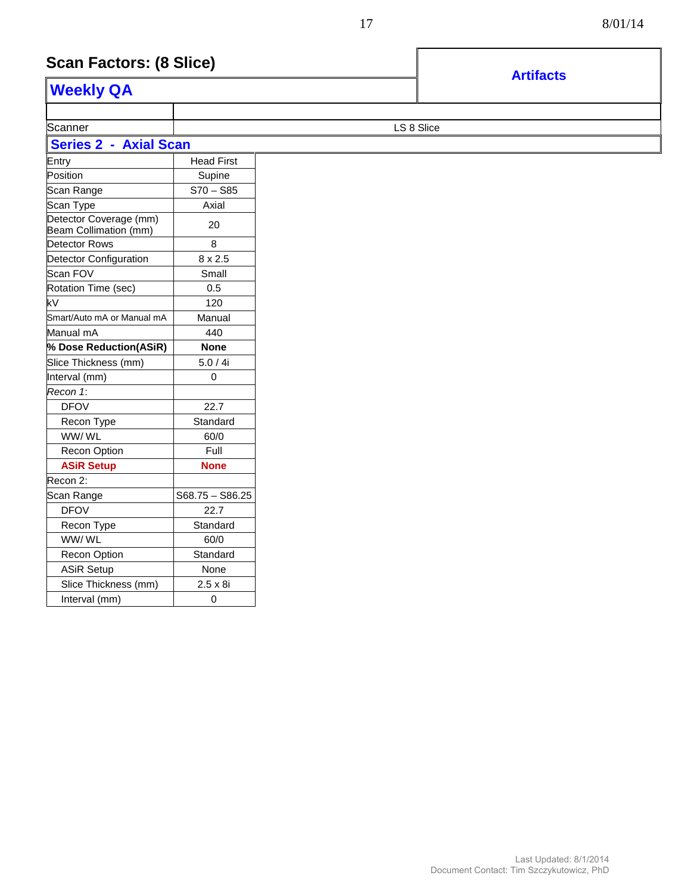# Scan Factors: (8 Slice)

## Weekly QA

## Artifacts

| | |
|---|---|
| Scanner | LS 8 Slice |

### Series 2 - Axial Scan

| | |
|---|---|
| Entry | Head First |
| Position | Supine |
| Scan Range | S70 – S85 |
| Scan Type | Axial |
| Detector Coverage (mm) Beam Collimation (mm) | 20 |
| Detector Rows | 8 |
| Detector Configuration | 8 x 2.5 |
| Scan FOV | Small |
| Rotation Time (sec) | 0.5 |
| kV | 120 |
| Smart/Auto mA or Manual mA | Manual |
| Manual mA | 440 |
| **% Dose Reduction(ASiR)** | **None** |
| Slice Thickness (mm) | 5.0 / 4i |
| Interval (mm) | 0 |
| *Recon 1*: | |
| DFOV | 22.7 |
| Recon Type | Standard |
| WW/ WL | 60/0 |
| Recon Option | Full |
| **ASiR Setup** | **None** |
| Recon 2: | |
| Scan Range | S68.75 – S86.25 |
| DFOV | 22.7 |
| Recon Type | Standard |
| WW/ WL | 60/0 |
| Recon Option | Standard |
| ASiR Setup | None |
| Slice Thickness (mm) | 2.5 x 8i |
| Interval (mm) | 0 |

Last Updated: 8/1/2014
Document Contact: Tim Szczykutowicz, PhD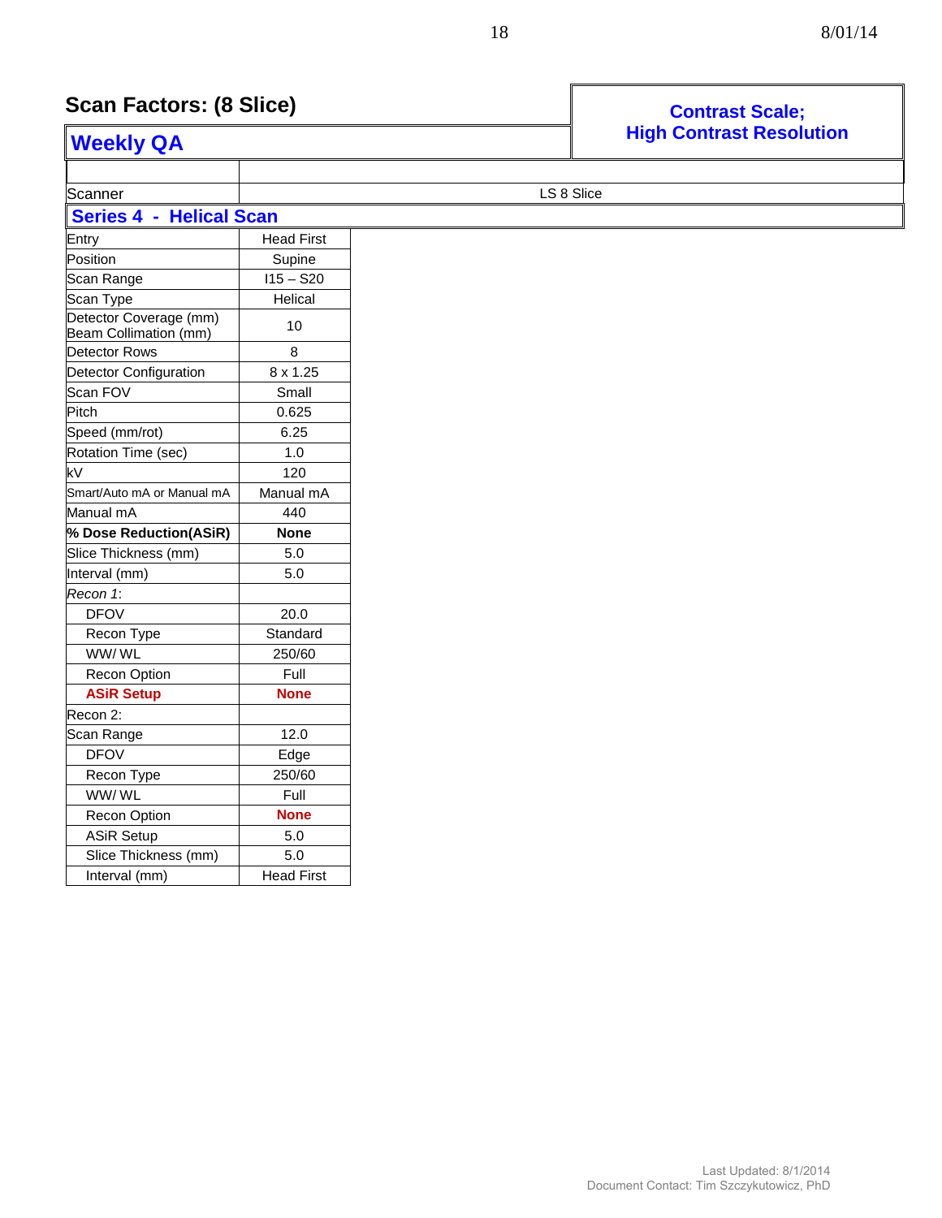## Scan Factors: (8 Slice)

## Weekly QA

## Contrast Scale; High Contrast Resolution

| | |
|---|---|
| Scanner | LS 8 Slice |
| **Series 4 - Helical Scan** | |
| Entry | Head First |
| Position | Supine |
| Scan Range | I15 – S20 |
| Scan Type | Helical |
| Detector Coverage (mm) Beam Collimation (mm) | 10 |
| Detector Rows | 8 |
| Detector Configuration | 8 x 1.25 |
| Scan FOV | Small |
| Pitch | 0.625 |
| Speed (mm/rot) | 6.25 |
| Rotation Time (sec) | 1.0 |
| kV | 120 |
| Smart/Auto mA or Manual mA | Manual mA |
| Manual mA | 440 |
| **% Dose Reduction(ASiR)** | **None** |
| Slice Thickness (mm) | 5.0 |
| Interval (mm) | 5.0 |
| *Recon 1*: | |
| DFOV | 20.0 |
| Recon Type | Standard |
| WW/ WL | 250/60 |
| Recon Option | Full |
| **ASiR Setup** | **None** |
| Recon 2: | |
| Scan Range | 12.0 |
| DFOV | Edge |
| Recon Type | 250/60 |
| WW/ WL | Full |
| Recon Option | **None** |
| ASiR Setup | 5.0 |
| Slice Thickness (mm) | 5.0 |
| Interval (mm) | Head First |

Last Updated: 8/1/2014
Document Contact: Tim Szczykutowicz, PhD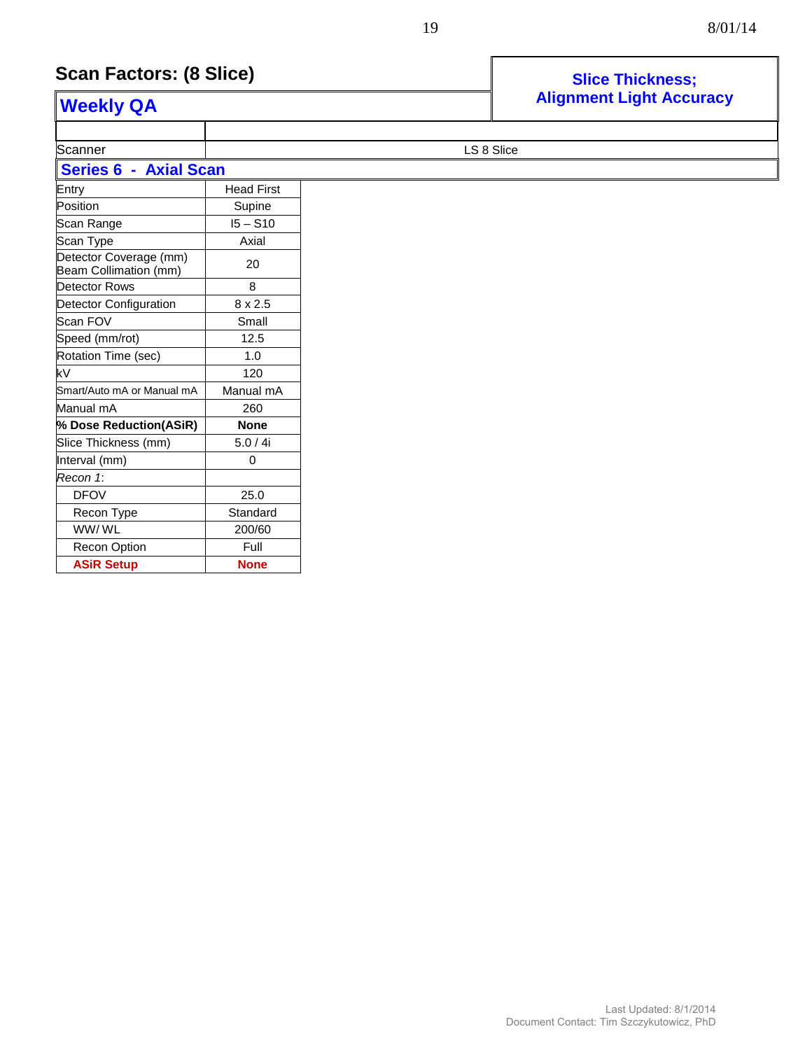## Scan Factors: (8 Slice)

## Weekly QA

**Slice Thickness; Alignment Light Accuracy**

| | |
|---|---|
| Scanner | LS 8 Slice |

### Series 6 - Axial Scan

| | |
|---|---|
| Entry | Head First |
| Position | Supine |
| Scan Range | I5 – S10 |
| Scan Type | Axial |
| Detector Coverage (mm) Beam Collimation (mm) | 20 |
| Detector Rows | 8 |
| Detector Configuration | 8 x 2.5 |
| Scan FOV | Small |
| Speed (mm/rot) | 12.5 |
| Rotation Time (sec) | 1.0 |
| kV | 120 |
| Smart/Auto mA or Manual mA | Manual mA |
| Manual mA | 260 |
| **% Dose Reduction(ASiR)** | **None** |
| Slice Thickness (mm) | 5.0 / 4i |
| Interval (mm) | 0 |
| *Recon 1*: | |
| DFOV | 25.0 |
| Recon Type | Standard |
| WW/ WL | 200/60 |
| Recon Option | Full |
| **ASiR Setup** | **None** |

Last Updated: 8/1/2014
Document Contact: Tim Szczykutowicz, PhD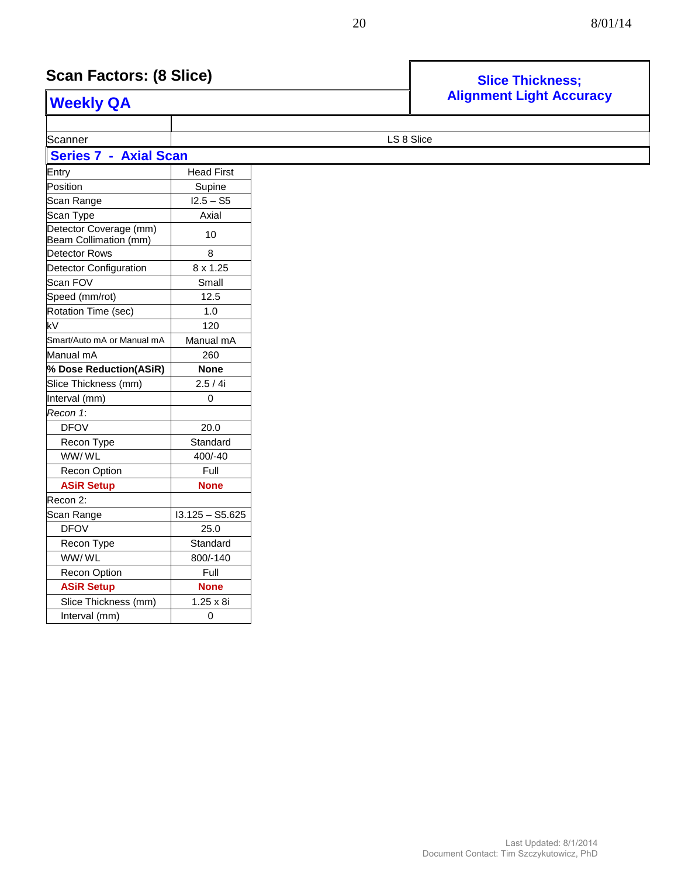## Scan Factors: (8 Slice)

### Weekly QA

### Slice Thickness; Alignment Light Accuracy

| | |
|---|---|
| Scanner | LS 8 Slice |
| **Series 7 - Axial Scan** | |
| Entry | Head First |
| Position | Supine |
| Scan Range | I2.5 – S5 |
| Scan Type | Axial |
| Detector Coverage (mm) Beam Collimation (mm) | 10 |
| Detector Rows | 8 |
| Detector Configuration | 8 x 1.25 |
| Scan FOV | Small |
| Speed (mm/rot) | 12.5 |
| Rotation Time (sec) | 1.0 |
| kV | 120 |
| Smart/Auto mA or Manual mA | Manual mA |
| Manual mA | 260 |
| **% Dose Reduction(ASiR)** | **None** |
| Slice Thickness (mm) | 2.5 / 4i |
| Interval (mm) | 0 |
| *Recon 1*: | |
| DFOV | 20.0 |
| Recon Type | Standard |
| WW/ WL | 400/-40 |
| Recon Option | Full |
| **ASiR Setup** | **None** |
| Recon 2: | |
| Scan Range | I3.125 – S5.625 |
| DFOV | 25.0 |
| Recon Type | Standard |
| WW/ WL | 800/-140 |
| Recon Option | Full |
| **ASiR Setup** | **None** |
| Slice Thickness (mm) | 1.25 x 8i |
| Interval (mm) | 0 |

Last Updated: 8/1/2014
Document Contact: Tim Szczykutowicz, PhD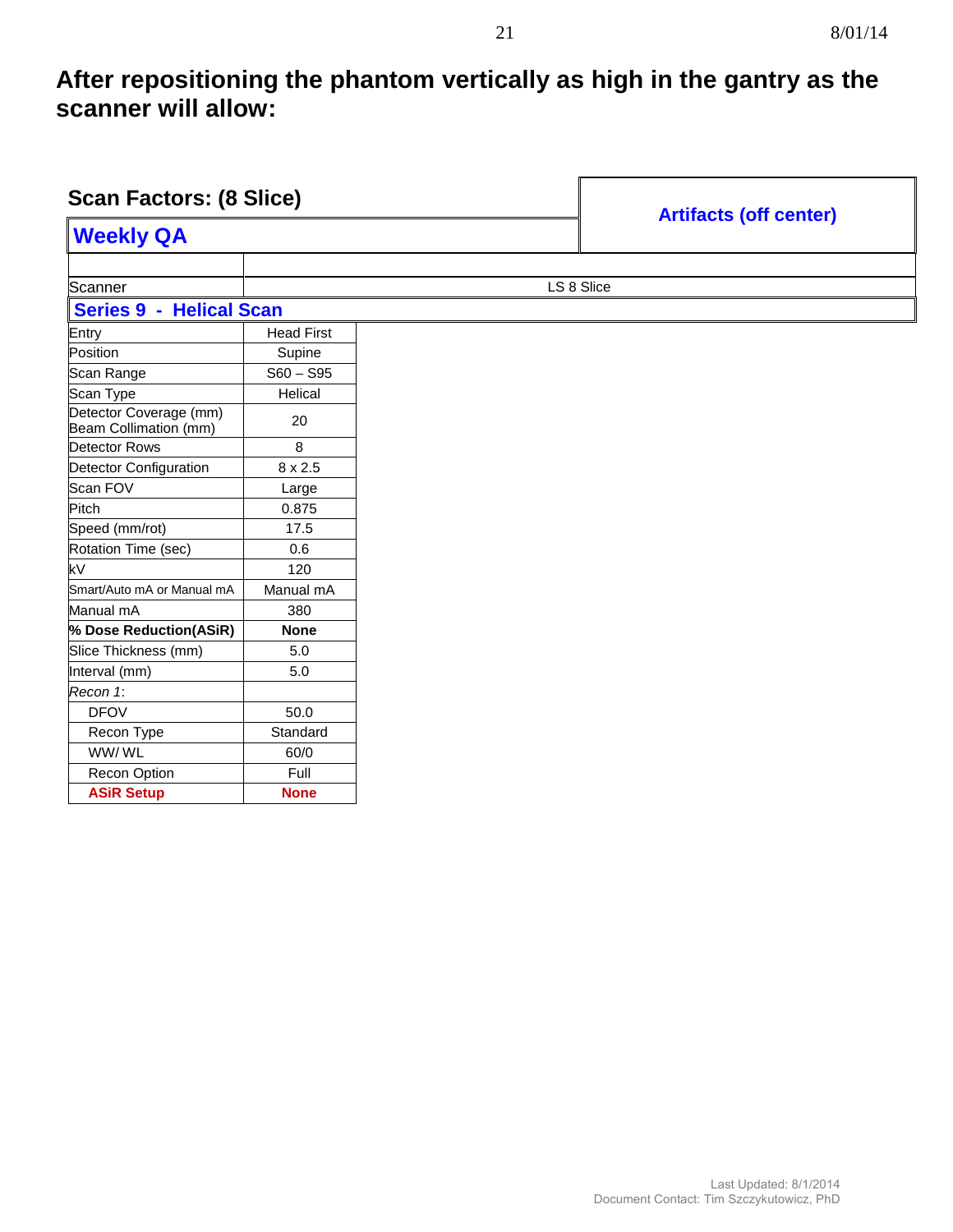# After repositioning the phantom vertically as high in the gantry as the scanner will allow:

## Scan Factors: (8 Slice)

## Weekly QA

## Artifacts (off center)

| Scanner | LS 8 Slice |
|---|---|
| **Series 9 - Helical Scan** | |
| Entry | Head First |
| Position | Supine |
| Scan Range | S60 – S95 |
| Scan Type | Helical |
| Detector Coverage (mm) Beam Collimation (mm) | 20 |
| Detector Rows | 8 |
| Detector Configuration | 8 x 2.5 |
| Scan FOV | Large |
| Pitch | 0.875 |
| Speed (mm/rot) | 17.5 |
| Rotation Time (sec) | 0.6 |
| kV | 120 |
| Smart/Auto mA or Manual mA | Manual mA |
| Manual mA | 380 |
| **% Dose Reduction(ASiR)** | **None** |
| Slice Thickness (mm) | 5.0 |
| Interval (mm) | 5.0 |
| *Recon 1*: | |
| DFOV | 50.0 |
| Recon Type | Standard |
| WW/ WL | 60/0 |
| Recon Option | Full |
| **ASiR Setup** | **None** |

Last Updated: 8/1/2014
Document Contact: Tim Szczykutowicz, PhD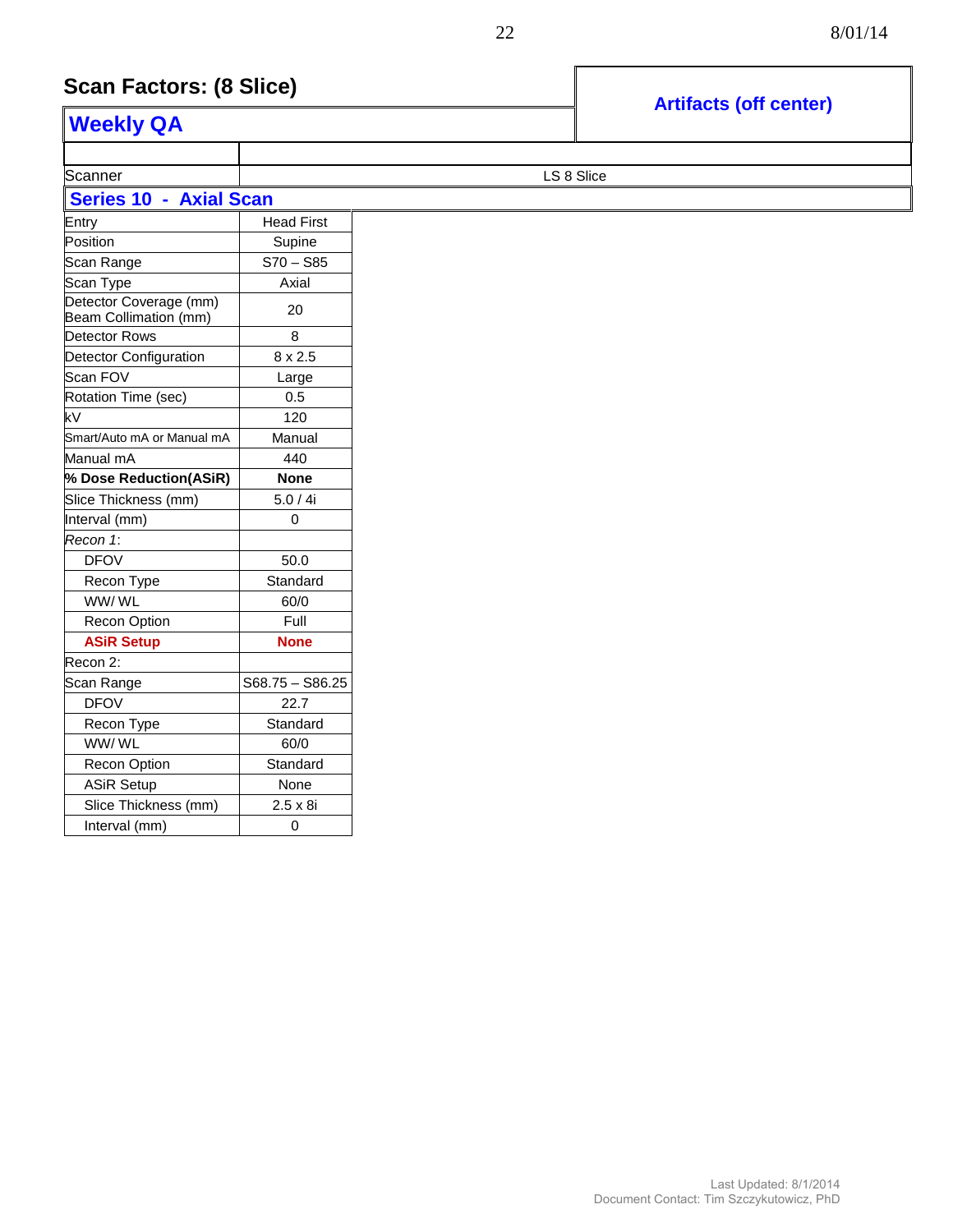# Scan Factors: (8 Slice)

## Weekly QA

## Artifacts (off center)

| | |
|---|---|
| Scanner | LS 8 Slice |

### Series 10 - Axial Scan

| | |
|---|---|
| Entry | Head First |
| Position | Supine |
| Scan Range | S70 – S85 |
| Scan Type | Axial |
| Detector Coverage (mm) Beam Collimation (mm) | 20 |
| Detector Rows | 8 |
| Detector Configuration | 8 x 2.5 |
| Scan FOV | Large |
| Rotation Time (sec) | 0.5 |
| kV | 120 |
| Smart/Auto mA or Manual mA | Manual |
| Manual mA | 440 |
| **% Dose Reduction(ASiR)** | **None** |
| Slice Thickness (mm) | 5.0 / 4i |
| Interval (mm) | 0 |
| *Recon 1*: | |
| DFOV | 50.0 |
| Recon Type | Standard |
| WW/ WL | 60/0 |
| Recon Option | Full |
| **ASiR Setup** | **None** |
| Recon 2: | |
| Scan Range | S68.75 – S86.25 |
| DFOV | 22.7 |
| Recon Type | Standard |
| WW/ WL | 60/0 |
| Recon Option | Standard |
| ASiR Setup | None |
| Slice Thickness (mm) | 2.5 x 8i |
| Interval (mm) | 0 |

Last Updated: 8/1/2014
Document Contact: Tim Szczykutowicz, PhD